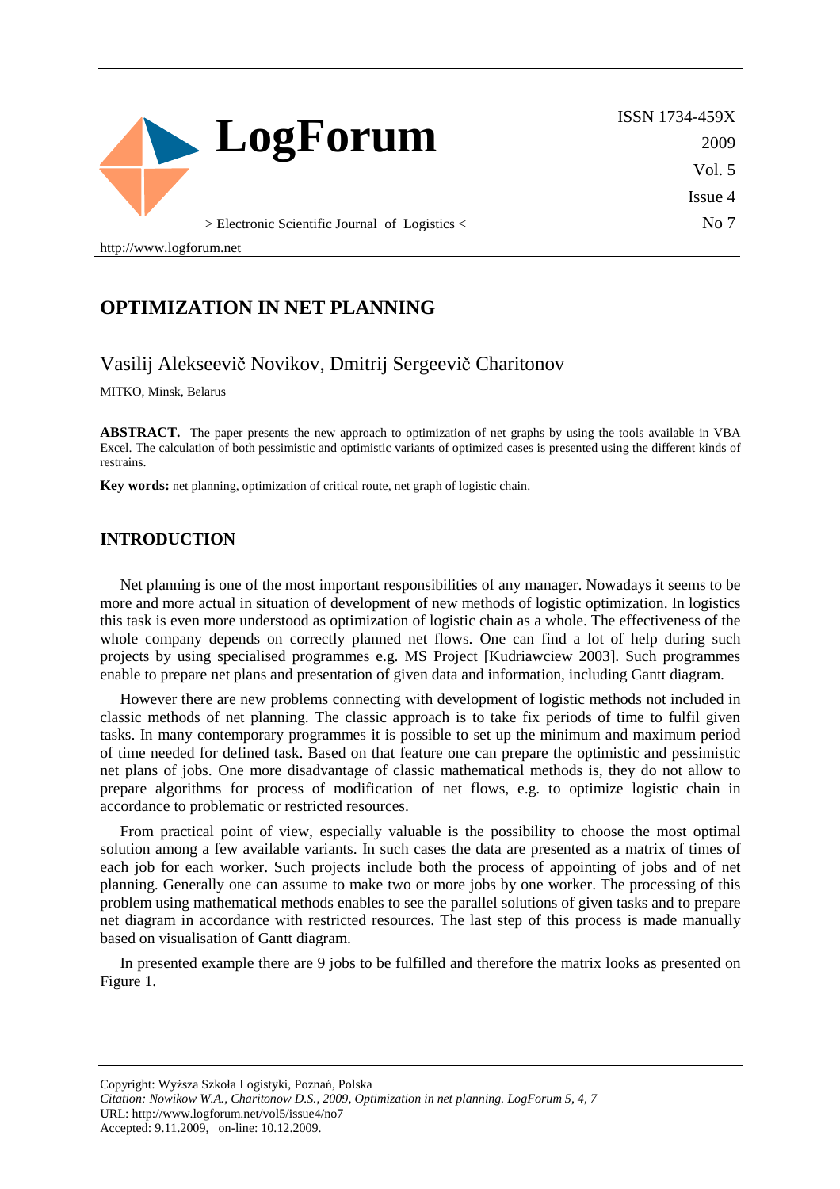# OPTIMIZATION IN NET PLANNING

Vasilij Alekseevič Novikov, Dmitrij Sergeevič Charitonov

MITKO, Minsk, Belarus

**ABSTRACT.** The paper presents the new approach to optimization of net graphs by using the tools available in VBA Excel. The calculation of both pessimistic and optimistic variants of optimized cases is presented using the different kinds of restrains.

**Key words:** net planning, optimization of critical route, net graph of logistic chain.

## INTRODUCTION

Net planning is one of the most important responsibilities of any manager. Nowadays it seems to be more and more actual in situation of development of new methods of logistic optimization. In logistics this task is even more understood as optimization of logistic chain as a whole. The effectiveness of the whole company depends on correctly planned net flows. One can find a lot of help during such projects by using specialised programmes e.g. MS Project [Kudriawciew 2003]. Such programmes enable to prepare net plans and presentation of given data and information, including Gantt diagram.

However there are new problems connecting with development of logistic methods not included in classic methods of net planning. The classic approach is to take fix periods of time to fulfil given tasks. In many contemporary programmes it is possible to set up the minimum and maximum period of time needed for defined task. Based on that feature one can prepare the optimistic and pessimistic net plans of jobs. One more disadvantage of classic mathematical methods is, they do not allow to prepare algorithms for process of modification of net flows, e.g. to optimize logistic chain in accordance to problematic or restricted resources.

From practical point of view, especially valuable is the possibility to choose the most optimal solution among a few available variants. In such cases the data are presented as a matrix of times of each job for each worker. Such projects include both the process of appointing of jobs and of net planning. Generally one can assume to make two or more jobs by one worker. The processing of this problem using mathematical methods enables to see the parallel solutions of given tasks and to prepare net diagram in accordance with restricted resources. The last step of this process is made manually based on visualisation of Gantt diagram.

In presented example there are 9 jobs to be fulfilled and therefore the matrix looks as presented on Figure 1.

Copyright: Wyższa Szkoła Logistyki, Poznań, Polska
*Citation: Nowikow W.A., Charitonow D.S., 2009, Optimization in net planning. LogForum 5, 4, 7*
URL: http://www.logforum.net/vol5/issue4/no7
Accepted: 9.11.2009, on-line: 10.12.2009.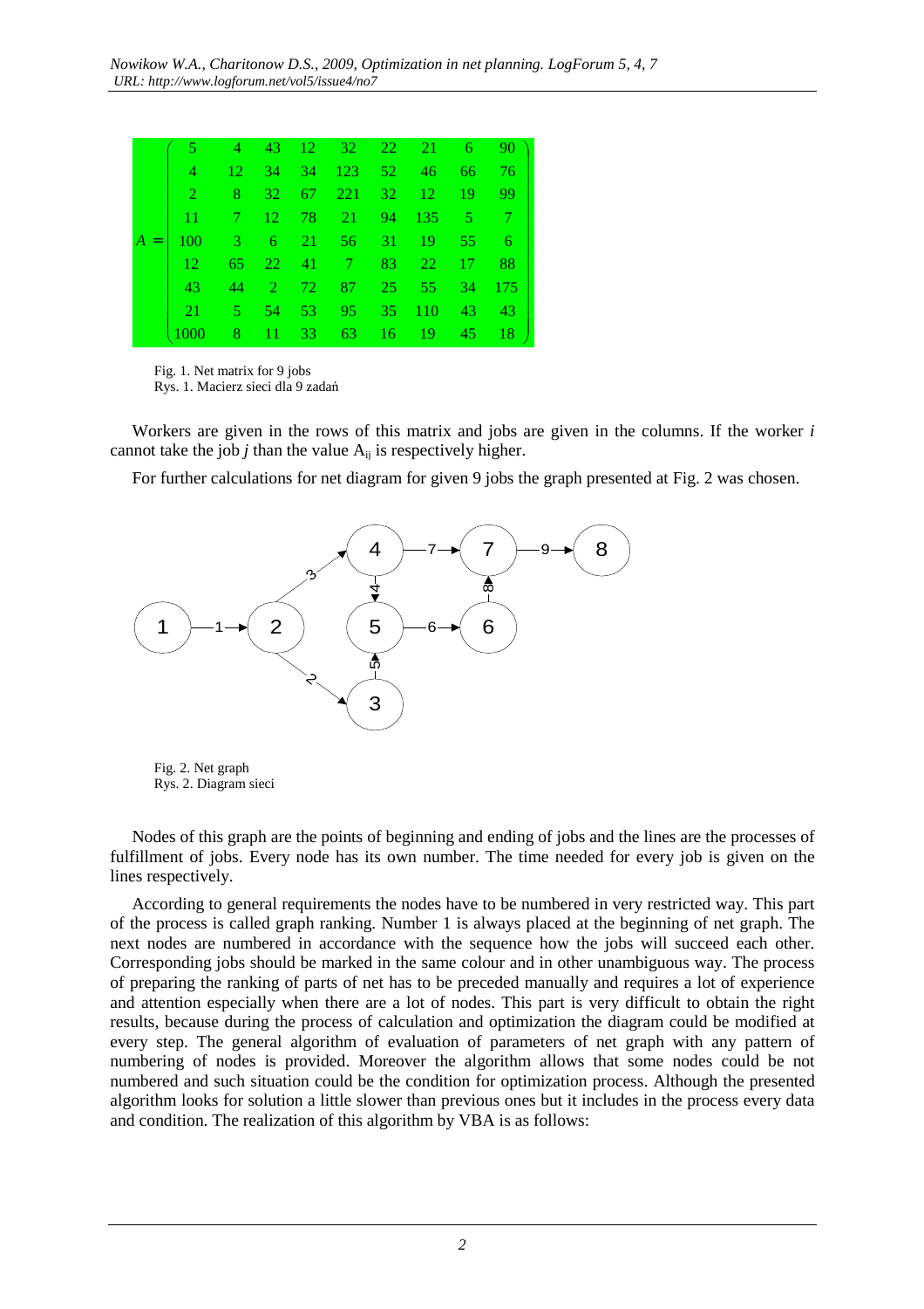$$
A = \begin{pmatrix}
5 & 4 & 43 & 12 & 32 & 22 & 21 & 6 & 90 \\
4 & 12 & 34 & 34 & 123 & 52 & 46 & 66 & 76 \\
2 & 8 & 32 & 67 & 221 & 32 & 12 & 19 & 99 \\
11 & 7 & 12 & 78 & 21 & 94 & 135 & 5 & 7 \\
100 & 3 & 6 & 21 & 56 & 31 & 19 & 55 & 6 \\
12 & 65 & 22 & 41 & 7 & 83 & 22 & 17 & 88 \\
43 & 44 & 2 & 72 & 87 & 25 & 55 & 34 & 175 \\
21 & 5 & 54 & 53 & 95 & 35 & 110 & 43 & 43 \\
1000 & 8 & 11 & 33 & 63 & 16 & 19 & 45 & 18
\end{pmatrix}
$$

Fig. 1. Net matrix for 9 jobs
Rys. 1. Macierz sieci dla 9 zadań

Workers are given in the rows of this matrix and jobs are given in the columns. If the worker *i* cannot take the job *j* than the value $A_{ij}$ is respectively higher.

For further calculations for net diagram for given 9 jobs the graph presented at Fig. 2 was chosen.

Fig. 2. Net graph
Rys. 2. Diagram sieci

Nodes of this graph are the points of beginning and ending of jobs and the lines are the processes of fulfillment of jobs. Every node has its own number. The time needed for every job is given on the lines respectively.

According to general requirements the nodes have to be numbered in very restricted way. This part of the process is called graph ranking. Number 1 is always placed at the beginning of net graph. The next nodes are numbered in accordance with the sequence how the jobs will succeed each other. Corresponding jobs should be marked in the same colour and in other unambiguous way. The process of preparing the ranking of parts of net has to be preceded manually and requires a lot of experience and attention especially when there are a lot of nodes. This part is very difficult to obtain the right results, because during the process of calculation and optimization the diagram could be modified at every step. The general algorithm of evaluation of parameters of net graph with any pattern of numbering of nodes is provided. Moreover the algorithm allows that some nodes could be not numbered and such situation could be the condition for optimization process. Although the presented algorithm looks for solution a little slower than previous ones but it includes in the process every data and condition. The realization of this algorithm by VBA is as follows: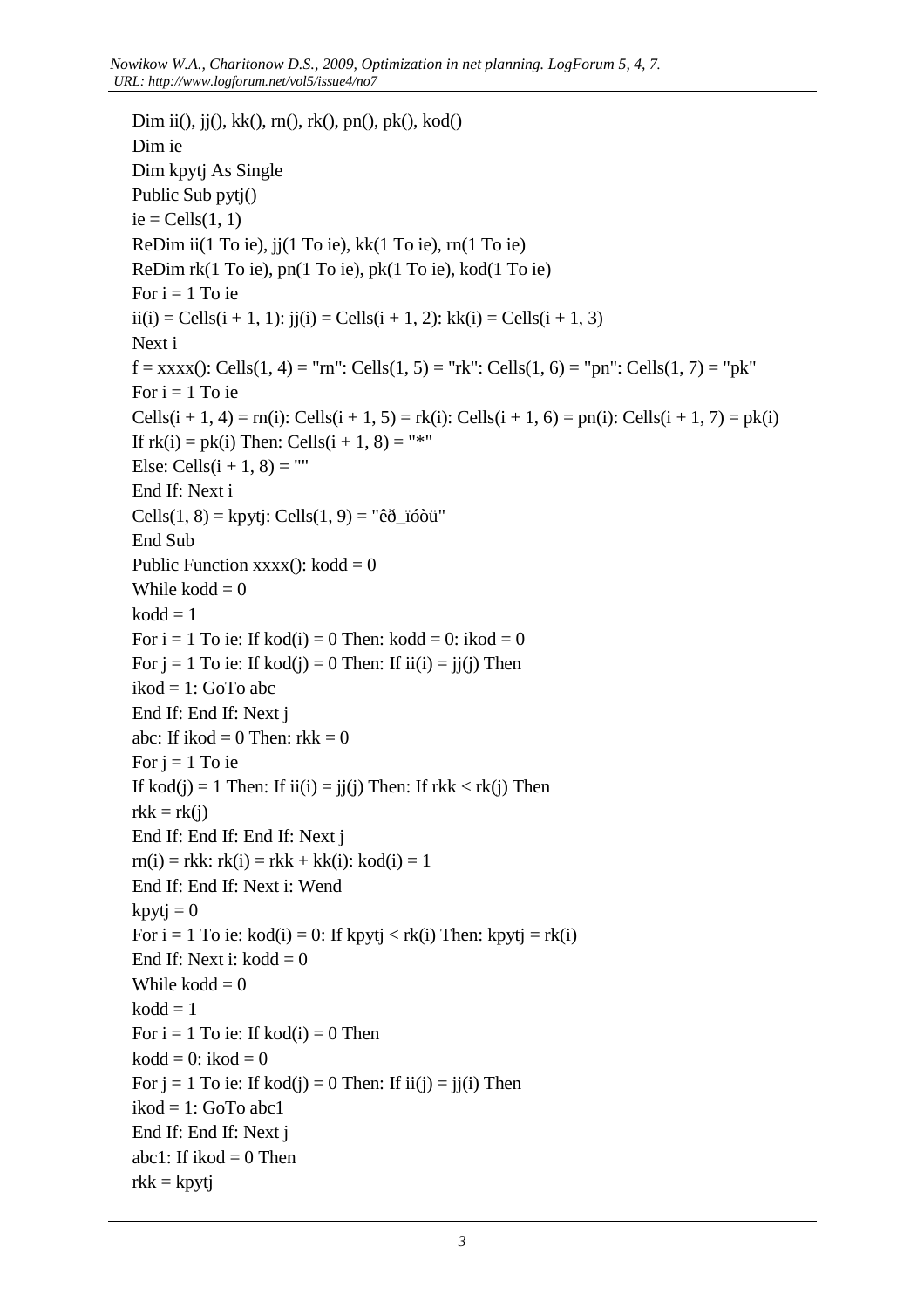```
Dim ii(), jj(), kk(), rn(), rk(), pn(), pk(), kod()
Dim ie
Dim kpytj As Single
Public Sub pytj()
ie = Cells(1, 1)
ReDim ii(1 To ie), jj(1 To ie), kk(1 To ie), rn(1 To ie)
ReDim rk(1 To ie), pn(1 To ie), pk(1 To ie), kod(1 To ie)
For i = 1 To ie
ii(i) = Cells(i + 1, 1): jj(i) = Cells(i + 1, 2): kk(i) = Cells(i + 1, 3)
Next i
f = xxxx(): Cells(1, 4) = "rn": Cells(1, 5) = "rk": Cells(1, 6) = "pn": Cells(1, 7) = "pk"
For i = 1 To ie
Cells(i + 1, 4) = rn(i): Cells(i + 1, 5) = rk(i): Cells(i + 1, 6) = pn(i): Cells(i + 1, 7) = pk(i)
If rk(i) = pk(i) Then: Cells(i + 1, 8) = "*"
Else: Cells(i + 1, 8) = ""
End If: Next i
Cells(1, 8) = kpytj: Cells(1, 9) = "êð_ïóòü"
End Sub
Public Function xxxx(): kodd = 0
While kodd = 0
kodd = 1
For i = 1 To ie: If kod(i) = 0 Then: kodd = 0: ikod = 0
For j = 1 To ie: If kod(j) = 0 Then: If ii(i) = jj(j) Then
ikod = 1: GoTo abc
End If: End If: Next j
abc: If ikod = 0 Then: rkk = 0
For j = 1 To ie
If kod(j) = 1 Then: If ii(i) = jj(j) Then: If rkk < rk(j) Then
rkk = rk(j)
End If: End If: End If: Next j
rn(i) = rkk: rk(i) = rkk + kk(i): kod(i) = 1
End If: End If: Next i: Wend
kpytj = 0
For i = 1 To ie: kod(i) = 0: If kpytj < rk(i) Then: kpytj = rk(i)
End If: Next i: kodd = 0
While kodd = 0
kodd = 1
For i = 1 To ie: If kod(i) = 0 Then
kodd = 0: ikod = 0
For j = 1 To ie: If kod(j) = 0 Then: If ii(j) = jj(i) Then
ikod = 1: GoTo abc1
End If: End If: Next j
abc1: If ikod = 0 Then
rkk = kpytj
```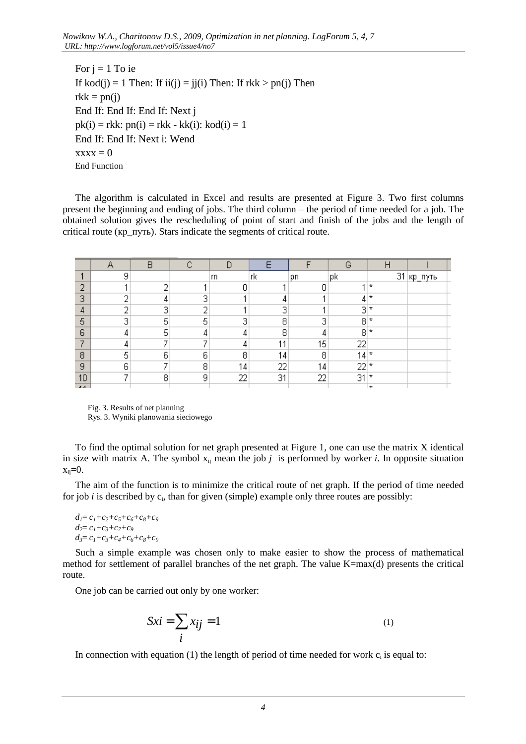```
For j = 1 To ie
If kod(j) = 1 Then: If ii(j) = jj(i) Then: If rkk > pn(j) Then
rkk = pn(j)
End If: End If: End If: Next j
pk(i) = rkk: pn(i) = rkk - kk(i): kod(i) = 1
End If: End If: Next i: Wend
xxxx = 0
End Function
```

The algorithm is calculated in Excel and results are presented at Figure 3. Two first columns present the beginning and ending of jobs. The third column – the period of time needed for a job. The obtained solution gives the rescheduling of point of start and finish of the jobs and the length of critical route (кр_путь). Stars indicate the segments of critical route.

| | A | B | C | D | E | F | G | H | I |
|---|---|---|---|---|---|---|---|---|---|
| 1 | 9 | | | rn | rk | pn | pk | 31 | кр_путь |
| 2 | 1 | 2 | 1 | 0 | 1 | 0 | 1 | * | |
| 3 | 2 | 4 | 3 | 1 | 4 | 1 | 4 | * | |
| 4 | 2 | 3 | 2 | 1 | 3 | 1 | 3 | * | |
| 5 | 3 | 5 | 5 | 3 | 8 | 3 | 8 | * | |
| 6 | 4 | 5 | 4 | 4 | 8 | 4 | 8 | * | |
| 7 | 4 | 7 | 7 | 4 | 11 | 15 | 22 | | |
| 8 | 5 | 6 | 6 | 8 | 14 | 8 | 14 | * | |
| 9 | 6 | 7 | 8 | 14 | 22 | 14 | 22 | * | |
| 10 | 7 | 8 | 9 | 22 | 31 | 22 | 31 | * | |

Fig. 3. Results of net planning
Rys. 3. Wyniki planowania sieciowego

To find the optimal solution for net graph presented at Figure 1, one can use the matrix X identical in size with matrix A. The symbol $x_{ij}$ mean the job $j$ is performed by worker $i$. In opposite situation $x_{ij}=0$.

The aim of the function is to minimize the critical route of net graph. If the period of time needed for job $i$ is described by $c_i$, than for given (simple) example only three routes are possibly:

$d_1 = c_1+c_2+c_5+c_6+c_8+c_9$
$d_2 = c_1+c_3+c_7+c_9$
$d_3 = c_1+c_3+c_4+c_6+c_8+c_9$

Such a simple example was chosen only to make easier to show the process of mathematical method for settlement of parallel branches of the net graph. The value K=max(d) presents the critical route.

One job can be carried out only by one worker:

$$Sxi = \sum_i x_{ij} = 1 \qquad (1)$$

In connection with equation (1) the length of period of time needed for work $c_i$ is equal to: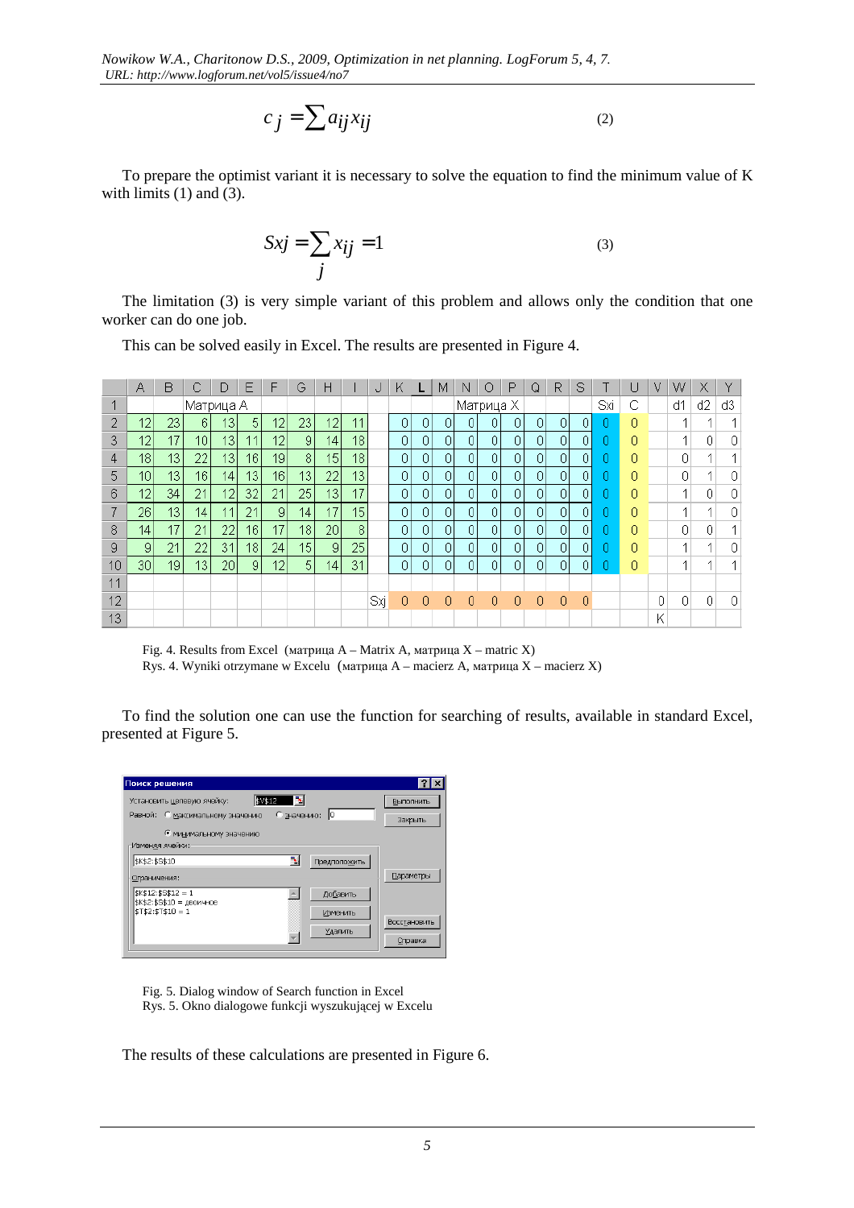$$c_j = \sum a_{ij} x_{ij} \tag{2}$$

To prepare the optimist variant it is necessary to solve the equation to find the minimum value of K with limits (1) and (3).

$$Sxj = \sum_j x_{ij} = 1 \tag{3}$$

The limitation (3) is very simple variant of this problem and allows only the condition that one worker can do one job.

This can be solved easily in Excel. The results are presented in Figure 4.

| | A | B | C | D | E | F | G | H | I | J | K | L | M | N | O | P | Q | R | S | T | U | V | W | X | Y |
|---|---|---|---|---|---|---|---|---|---|---|---|---|---|---|---|---|---|---|---|---|---|---|---|---|---|
| 1 | | | Матрица А | | | | | | | | | | | | Матрица Х | | | | | Sxi | C | | d1 | d2 | d3 |
| 2 | 12 | 23 | 6 | 13 | 5 | 12 | 23 | 12 | 11 | | 0 | 0 | 0 | 0 | 0 | 0 | 0 | 0 | 0 | 0 | 0 | | 1 | 1 | 1 |
| 3 | 12 | 17 | 10 | 13 | 11 | 12 | 9 | 14 | 18 | | 0 | 0 | 0 | 0 | 0 | 0 | 0 | 0 | 0 | 0 | 0 | | 1 | 0 | 0 |
| 4 | 18 | 13 | 22 | 13 | 16 | 19 | 8 | 15 | 18 | | 0 | 0 | 0 | 0 | 0 | 0 | 0 | 0 | 0 | 0 | 0 | | 0 | 1 | 1 |
| 5 | 10 | 13 | 16 | 14 | 13 | 16 | 13 | 22 | 13 | | 0 | 0 | 0 | 0 | 0 | 0 | 0 | 0 | 0 | 0 | 0 | | 0 | 1 | 0 |
| 6 | 12 | 34 | 21 | 12 | 32 | 21 | 25 | 13 | 17 | | 0 | 0 | 0 | 0 | 0 | 0 | 0 | 0 | 0 | 0 | 0 | | 1 | 0 | 0 |
| 7 | 26 | 13 | 14 | 11 | 21 | 9 | 14 | 17 | 15 | | 0 | 0 | 0 | 0 | 0 | 0 | 0 | 0 | 0 | 0 | 0 | | 1 | 1 | 0 |
| 8 | 14 | 17 | 21 | 22 | 16 | 17 | 18 | 20 | 8 | | 0 | 0 | 0 | 0 | 0 | 0 | 0 | 0 | 0 | 0 | 0 | | 0 | 0 | 1 |
| 9 | 9 | 21 | 22 | 31 | 18 | 24 | 15 | 9 | 25 | | 0 | 0 | 0 | 0 | 0 | 0 | 0 | 0 | 0 | 0 | 0 | | 1 | 1 | 0 |
| 10 | 30 | 19 | 13 | 20 | 9 | 12 | 5 | 14 | 31 | | 0 | 0 | 0 | 0 | 0 | 0 | 0 | 0 | 0 | 0 | 0 | | 1 | 1 | 1 |
| 11 | | | | | | | | | | | | | | | | | | | | | | | | | |
| 12 | | | | | | | | | | Sxj | 0 | 0 | 0 | 0 | 0 | 0 | 0 | 0 | 0 | | | 0 | 0 | 0 | 0 |
| 13 | | | | | | | | | | | | | | | | | | | | | | K | | | |

Fig. 4. Results from Excel (матрица А – Matrix A, матрица Х – matric X)
Rys. 4. Wyniki otrzymane w Excelu (матрица А – macierz A, матрица Х – macierz X)

To find the solution one can use the function for searching of results, available in standard Excel, presented at Figure 5.

```
Поиск решения
Установить целевую ячейку: $V$12
Равной: ○ максимальному значению   ○ значению: 0
        ● минимальному значению
Изменяя ячейки:
$K$2:$S$10                              [Предположить]
Ограничения:
$K$12:$S$12 = 1
$K$2:$S$10 = двоичное
$T$2:$T$10 = 1
[Выполнить] [Закрыть] [Параметры] [Добавить] [Изменить] [Удалить] [Восстановить] [Справка]
```

Fig. 5. Dialog window of Search function in Excel
Rys. 5. Okno dialogowe funkcji wyszukującej w Excelu

The results of these calculations are presented in Figure 6.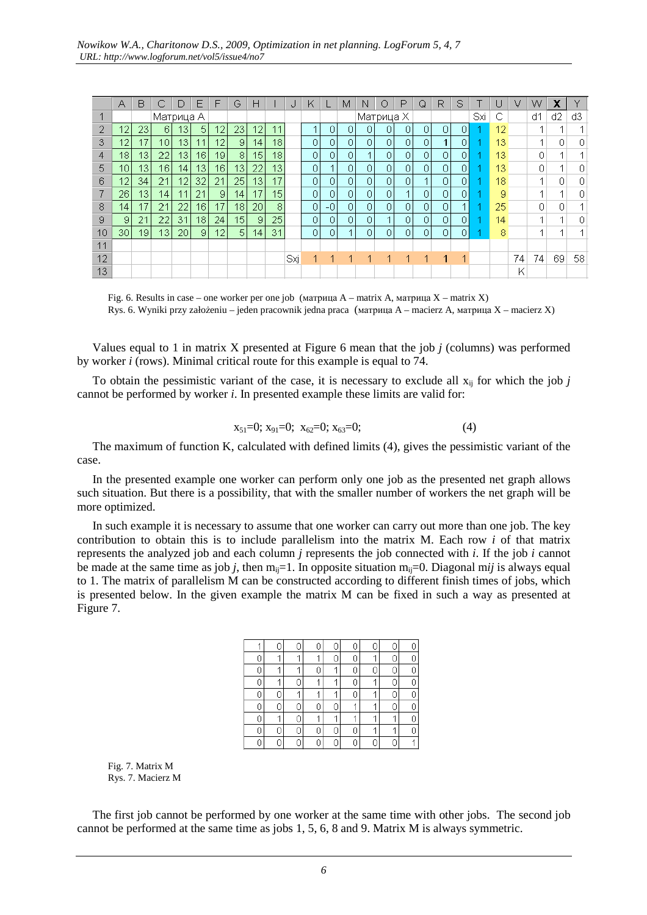|  | A | B | C | D | E | F | G | H | I | J | K | L | M | N | O | P | Q | R | S | T | U | V | W | X | Y |
|---|---|---|---|---|---|---|---|---|---|---|---|---|---|---|---|---|---|---|---|---|---|---|---|---|---|
| 1 |  |  | Матрица А |  |  |  |  |  |  |  |  |  |  | Матрица Х |  |  |  |  |  | Sxi | C |  | d1 | d2 | d3 |
| 2 | 12 | 23 | 6 | 13 | 5 | 12 | 23 | 12 | 11 |  | 1 | 0 | 0 | 0 | 0 | 0 | 0 | 0 | 0 | 1 | 12 |  | 1 | 1 | 1 |
| 3 | 12 | 17 | 10 | 13 | 11 | 12 | 9 | 14 | 18 |  | 0 | 0 | 0 | 0 | 0 | 0 | 0 | 1 | 0 | 1 | 13 |  | 1 | 0 | 0 |
| 4 | 18 | 13 | 22 | 13 | 16 | 19 | 8 | 15 | 18 |  | 0 | 0 | 0 | 1 | 0 | 0 | 0 | 0 | 0 | 1 | 13 |  | 0 | 1 | 1 |
| 5 | 10 | 13 | 16 | 14 | 13 | 16 | 13 | 22 | 13 |  | 0 | 1 | 0 | 0 | 0 | 0 | 0 | 0 | 0 | 1 | 13 |  | 0 | 1 | 0 |
| 6 | 12 | 34 | 21 | 12 | 32 | 21 | 25 | 13 | 17 |  | 0 | 0 | 0 | 0 | 0 | 0 | 1 | 0 | 0 | 1 | 18 |  | 1 | 0 | 0 |
| 7 | 26 | 13 | 14 | 11 | 21 | 9 | 14 | 17 | 15 |  | 0 | 0 | 0 | 0 | 0 | 1 | 0 | 0 | 0 | 1 | 9 |  | 1 | 1 | 0 |
| 8 | 14 | 17 | 21 | 22 | 16 | 17 | 18 | 20 | 8 |  | 0 | -0 | 0 | 0 | 0 | 0 | 0 | 0 | 1 | 1 | 25 |  | 0 | 0 | 1 |
| 9 | 9 | 21 | 22 | 31 | 18 | 24 | 15 | 9 | 25 |  | 0 | 0 | 0 | 0 | 1 | 0 | 0 | 0 | 0 | 1 | 14 |  | 1 | 1 | 0 |
| 10 | 30 | 19 | 13 | 20 | 9 | 12 | 5 | 14 | 31 |  | 0 | 0 | 1 | 0 | 0 | 0 | 0 | 0 | 0 | 1 | 8 |  | 1 | 1 | 1 |
| 11 |  |  |  |  |  |  |  |  |  |  |  |  |  |  |  |  |  |  |  |  |  |  |  |  |  |
| 12 |  |  |  |  |  |  |  |  |  | Sxj | 1 | 1 | 1 | 1 | 1 | 1 | 1 | 1 | 1 |  |  | 74 | 74 | 69 | 58 |
| 13 |  |  |  |  |  |  |  |  |  |  |  |  |  |  |  |  |  |  |  |  |  | K |  |  |  |

Fig. 6. Results in case – one worker per one job (матрица A – matrix A, матрица X – matrix X)
Rys. 6. Wyniki przy założeniu – jeden pracownik jedna praca (матрица A – macierz A, матрица X – macierz X)

Values equal to 1 in matrix X presented at Figure 6 mean that the job *j* (columns) was performed by worker *i* (rows). Minimal critical route for this example is equal to 74.

To obtain the pessimistic variant of the case, it is necessary to exclude all $x_{ij}$ for which the job *j* cannot be performed by worker *i*. In presented example these limits are valid for:

$$x_{51}=0;\ x_{91}=0;\ \ x_{62}=0;\ x_{63}=0; \tag{4}$$

The maximum of function K, calculated with defined limits (4), gives the pessimistic variant of the case.

In the presented example one worker can perform only one job as the presented net graph allows such situation. But there is a possibility, that with the smaller number of workers the net graph will be more optimized.

In such example it is necessary to assume that one worker can carry out more than one job. The key contribution to obtain this is to include parallelism into the matrix M. Each row *i* of that matrix represents the analyzed job and each column *j* represents the job connected with *i*. If the job *i* cannot be made at the same time as job *j*, then $m_{ij}=1$. In opposite situation $m_{ij}=0$. Diagonal $m_{ij}$ is always equal to 1. The matrix of parallelism M can be constructed according to different finish times of jobs, which is presented below. In the given example the matrix M can be fixed in such a way as presented at Figure 7.

| | | | | | | | | |
|---|---|---|---|---|---|---|---|---|
| 1 | 0 | 0 | 0 | 0 | 0 | 0 | 0 | 0 |
| 0 | 1 | 1 | 1 | 0 | 0 | 1 | 0 | 0 |
| 0 | 1 | 1 | 0 | 1 | 0 | 0 | 0 | 0 |
| 0 | 1 | 0 | 1 | 1 | 0 | 1 | 0 | 0 |
| 0 | 0 | 1 | 1 | 1 | 0 | 1 | 0 | 0 |
| 0 | 0 | 0 | 0 | 0 | 1 | 1 | 0 | 0 |
| 0 | 1 | 0 | 1 | 1 | 1 | 1 | 1 | 0 |
| 0 | 0 | 0 | 0 | 0 | 0 | 1 | 1 | 0 |
| 0 | 0 | 0 | 0 | 0 | 0 | 0 | 0 | 1 |

Fig. 7. Matrix M
Rys. 7. Macierz M

The first job cannot be performed by one worker at the same time with other jobs. The second job cannot be performed at the same time as jobs 1, 5, 6, 8 and 9. Matrix M is always symmetric.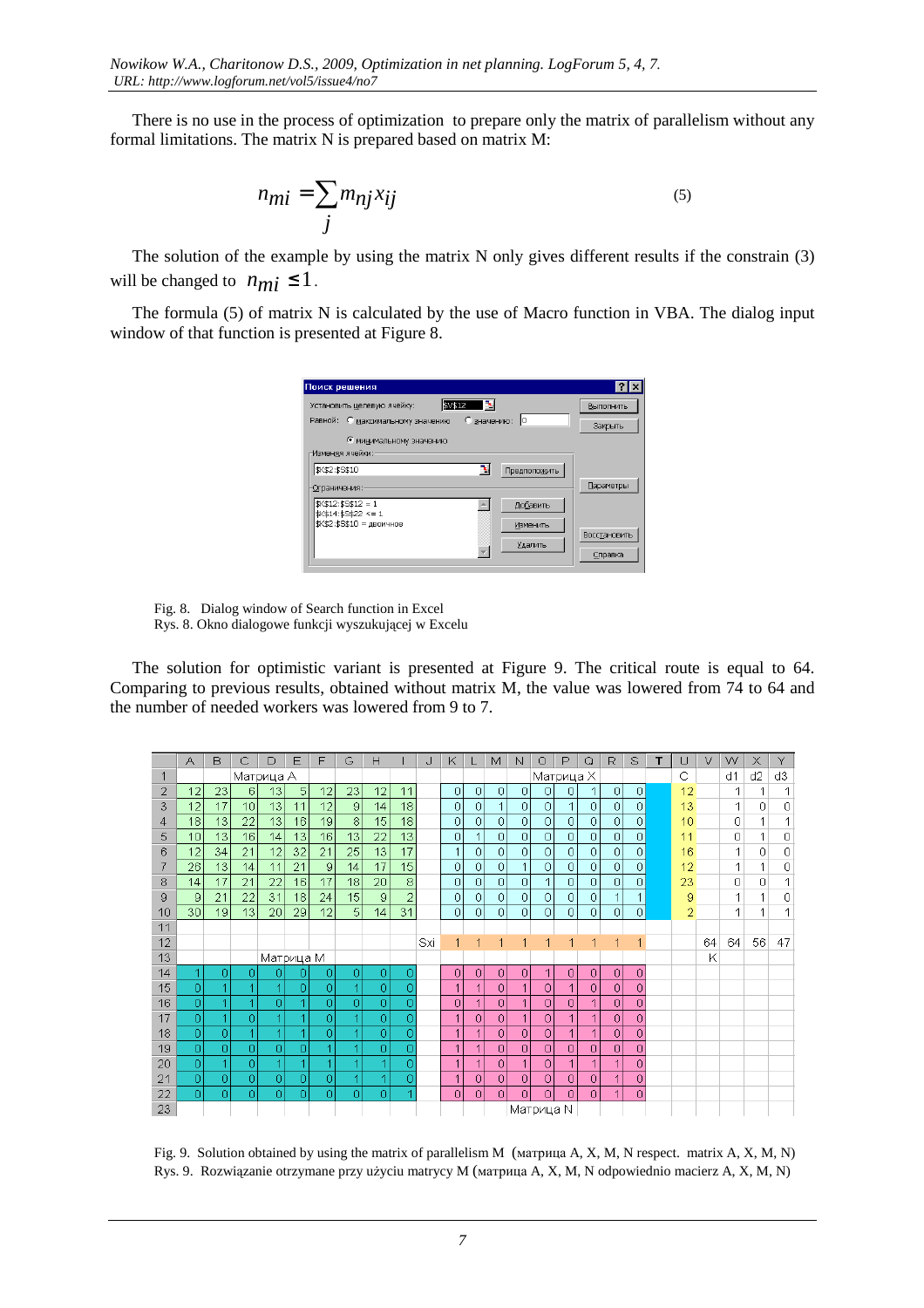There is no use in the process of optimization to prepare only the matrix of parallelism without any formal limitations. The matrix N is prepared based on matrix M:

$$n_{mi} = \sum_j m_{nj} x_{ij} \tag{5}$$

The solution of the example by using the matrix N only gives different results if the constrain (3) will be changed to $n_{mi} \leq 1$.

The formula (5) of matrix N is calculated by the use of Macro function in VBA. The dialog input window of that function is presented at Figure 8.

Fig. 8. Dialog window of Search function in Excel
Rys. 8. Okno dialogowe funkcji wyszukującej w Excelu

The solution for optimistic variant is presented at Figure 9. The critical route is equal to 64. Comparing to previous results, obtained without matrix M, the value was lowered from 74 to 64 and the number of needed workers was lowered from 9 to 7.

Fig. 9. Solution obtained by using the matrix of parallelism M (матрица A, X, M, N respect. matrix A, X, M, N)
Rys. 9. Rozwiązanie otrzymane przy użyciu matrycy M (матрица A, X, M, N odpowiednio macierz A, X, M, N)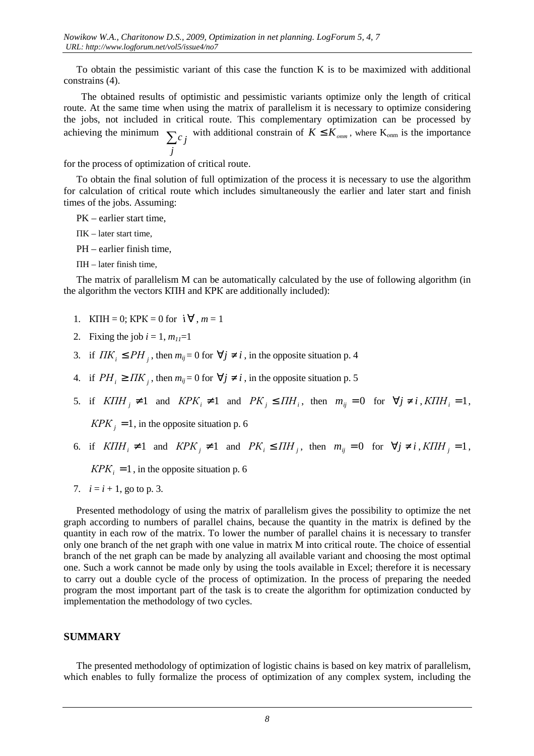To obtain the pessimistic variant of this case the function K is to be maximized with additional constrains (4).

The obtained results of optimistic and pessimistic variants optimize only the length of critical route. At the same time when using the matrix of parallelism it is necessary to optimize considering the jobs, not included in critical route. This complementary optimization can be processed by achieving the minimum $\sum_{j} c_j$ with additional constrain of $K \leq K_{onm}$, where $K_{onm}$ is the importance for the process of optimization of critical route.

To obtain the final solution of full optimization of the process it is necessary to use the algorithm for calculation of critical route which includes simultaneously the earlier and later start and finish times of the jobs. Assuming:

PK – earlier start time,

ПК – later start time,

PH – earlier finish time,

ПН – later finish time,

The matrix of parallelism M can be automatically calculated by the use of following algorithm (in the algorithm the vectors КПН and КРК are additionally included):

1. КПН = 0; КРК = 0 for $\forall i$, $m = 1$
2. Fixing the job $i = 1$, $m_{11}=1$
3. if $ПК_i \leq PH_j$, then $m_{ij} = 0$ for $\forall j \neq i$, in the opposite situation p. 4
4. if $PH_i \geq ПК_j$, then $m_{ij} = 0$ for $\forall j \neq i$, in the opposite situation p. 5
5. if $КПН_j \neq 1$ and $КРК_i \neq 1$ and $PK_j \leq ПН_i$, then $m_{ij} = 0$ for $\forall j \neq i, КПН_i = 1$, $КРК_j = 1$, in the opposite situation p. 6
6. if $КПН_i \neq 1$ and $КРК_j \neq 1$ and $PK_i \leq ПН_j$, then $m_{ij} = 0$ for $\forall j \neq i, КПН_j = 1$, $КРК_i = 1$, in the opposite situation p. 6
7. $i = i + 1$, go to p. 3.

Presented methodology of using the matrix of parallelism gives the possibility to optimize the net graph according to numbers of parallel chains, because the quantity in the matrix is defined by the quantity in each row of the matrix. To lower the number of parallel chains it is necessary to transfer only one branch of the net graph with one value in matrix M into critical route. The choice of essential branch of the net graph can be made by analyzing all available variant and choosing the most optimal one. Such a work cannot be made only by using the tools available in Excel; therefore it is necessary to carry out a double cycle of the process of optimization. In the process of preparing the needed program the most important part of the task is to create the algorithm for optimization conducted by implementation the methodology of two cycles.

## SUMMARY

The presented methodology of optimization of logistic chains is based on key matrix of parallelism, which enables to fully formalize the process of optimization of any complex system, including the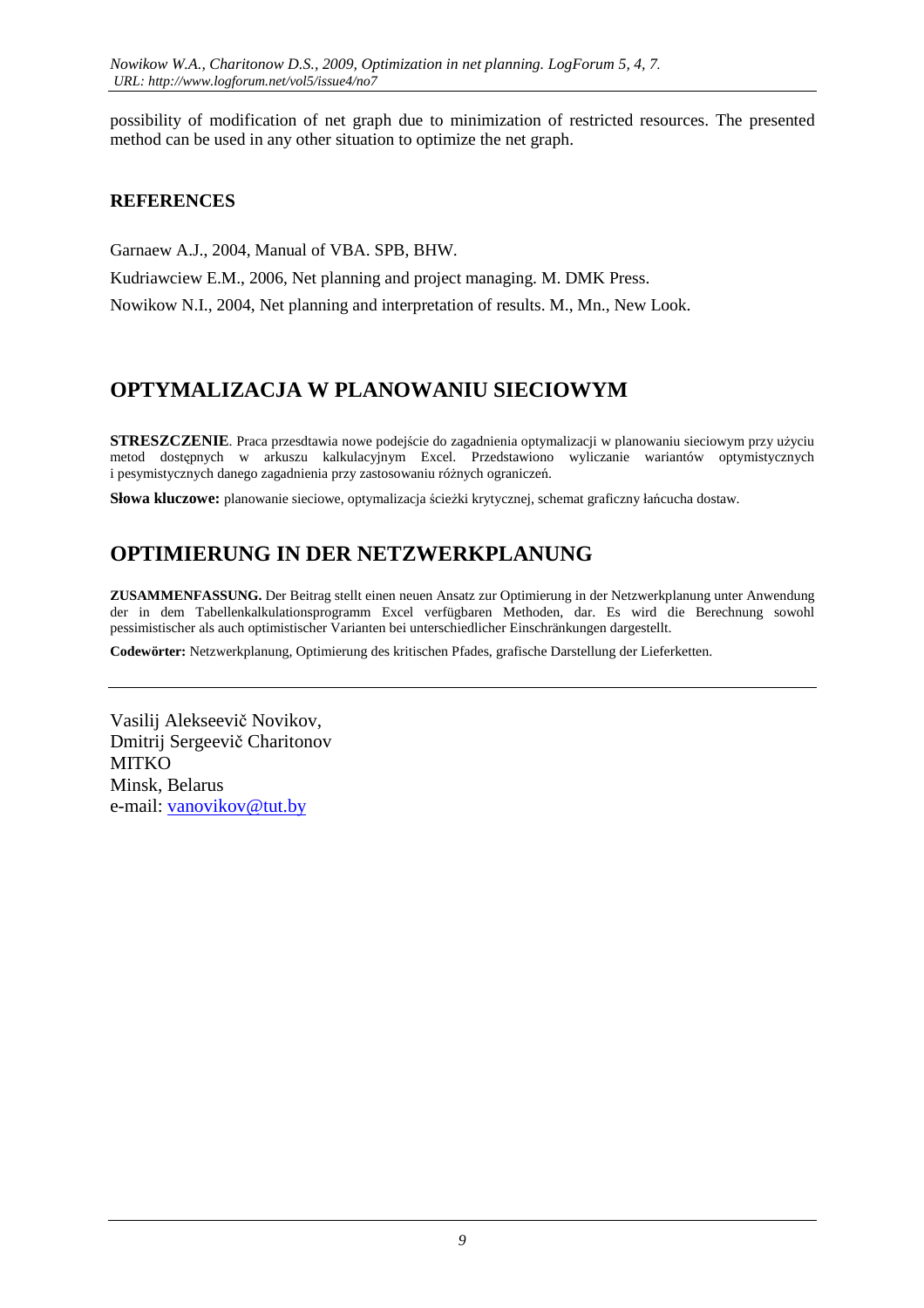possibility of modification of net graph due to minimization of restricted resources. The presented method can be used in any other situation to optimize the net graph.

## REFERENCES

Garnaew A.J., 2004, Manual of VBA. SPB, BHW.

Kudriawciew E.M., 2006, Net planning and project managing. M. DMK Press.

Nowikow N.I., 2004, Net planning and interpretation of results. M., Mn., New Look.

# OPTYMALIZACJA W PLANOWANIU SIECIOWYM

**STRESZCZENIE**. Praca przesdtawia nowe podejście do zagadnienia optymalizacji w planowaniu sieciowym przy użyciu metod dostępnych w arkuszu kalkulacyjnym Excel. Przedstawiono wyliczanie wariantów optymistycznych i pesymistycznych danego zagadnienia przy zastosowaniu różnych ograniczeń.

**Słowa kluczowe:** planowanie sieciowe, optymalizacja ścieżki krytycznej, schemat graficzny łańcucha dostaw.

# OPTIMIERUNG IN DER NETZWERKPLANUNG

**ZUSAMMENFASSUNG.** Der Beitrag stellt einen neuen Ansatz zur Optimierung in der Netzwerkplanung unter Anwendung der in dem Tabellenkalkulationsprogramm Excel verfügbaren Methoden, dar. Es wird die Berechnung sowohl pessimistischer als auch optimistischer Varianten bei unterschiedlicher Einschränkungen dargestellt.

**Codewörter:** Netzwerkplanung, Optimierung des kritischen Pfades, grafische Darstellung der Lieferketten.

Vasilij Alekseevič Novikov,
Dmitrij Sergeevič Charitonov
MITKO
Minsk, Belarus
e-mail: vanovikov@tut.by